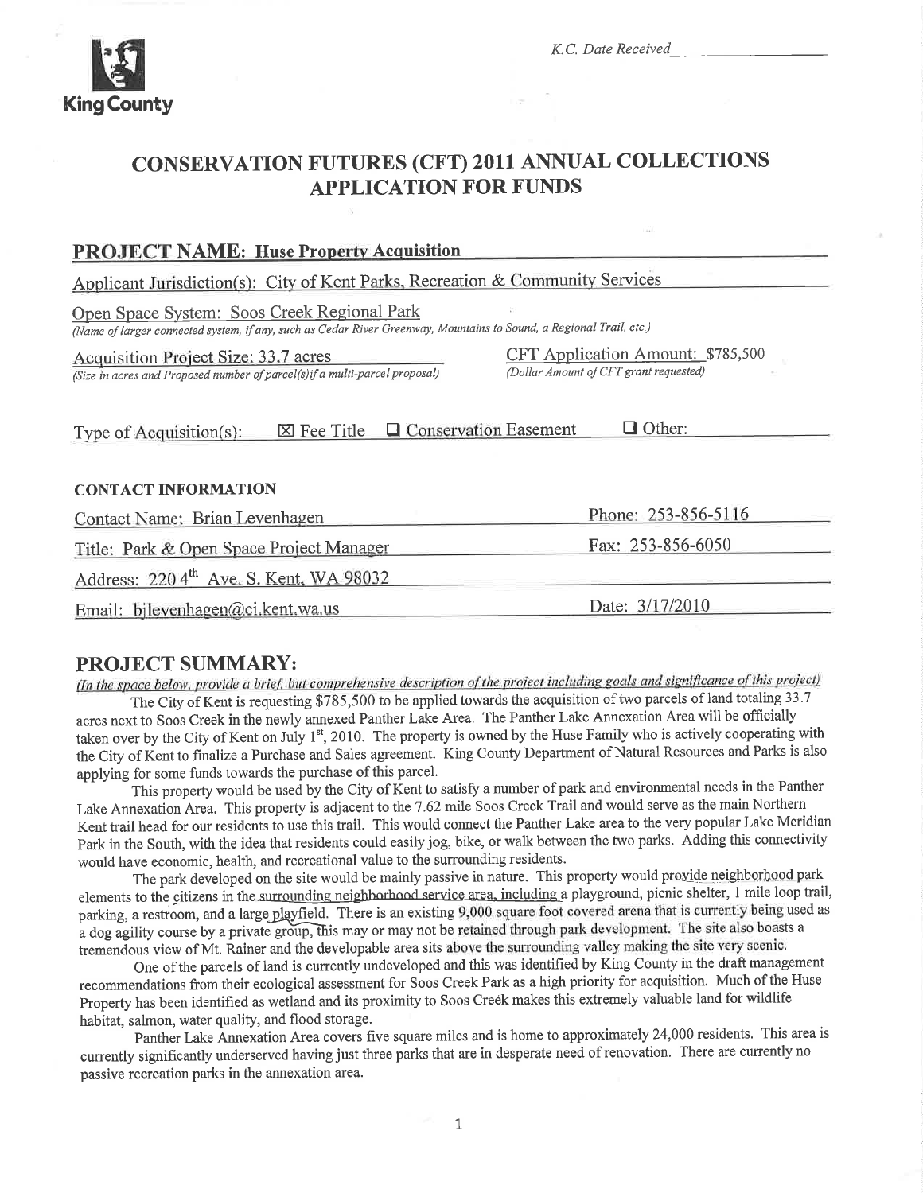King County

*K.C. Date Received*\_\_\_\_\_\_\_\_\_\_\_\_\_\_\_\_\_\_

# CONSERVATION FUTURES (CFT) 2011 ANNUAL COLLECTIONS APPLICATION FOR FUNDS

## PROJECT NAME: Huse Property Acquisition

Applicant Jurisdiction(s): City of Kent Parks, Recreation & Community Services

Open Space System: Soos Creek Regional Park
*(Name of larger connected system, if any, such as Cedar River Greenway, Mountains to Sound, a Regional Trail, etc.)*

Acquisition Project Size: 33.7 acres
*(Size in acres and Proposed number of parcel(s) if a multi-parcel proposal)*

CFT Application Amount: $785,500
*(Dollar Amount of CFT grant requested)*

Type of Acquisition(s): ☒ Fee Title ☐ Conservation Easement ☐ Other:

### CONTACT INFORMATION

Contact Name: Brian Levenhagen

Phone: 253-856-5116

Title: Park & Open Space Project Manager

Fax: 253-856-6050

Address: 220 4th Ave. S. Kent, WA 98032

Email: bjlevenhagen@ci.kent.wa.us

Date: 3/17/2010

## PROJECT SUMMARY:

*(In the space below, provide a brief, but comprehensive description of the project including goals and significance of this project)*

The City of Kent is requesting $785,500 to be applied towards the acquisition of two parcels of land totaling 33.7 acres next to Soos Creek in the newly annexed Panther Lake Area. The Panther Lake Annexation Area will be officially taken over by the City of Kent on July 1st, 2010. The property is owned by the Huse Family who is actively cooperating with the City of Kent to finalize a Purchase and Sales agreement. King County Department of Natural Resources and Parks is also applying for some funds towards the purchase of this parcel.

This property would be used by the City of Kent to satisfy a number of park and environmental needs in the Panther Lake Annexation Area. This property is adjacent to the 7.62 mile Soos Creek Trail and would serve as the main Northern Kent trail head for our residents to use this trail. This would connect the Panther Lake area to the very popular Lake Meridian Park in the South, with the idea that residents could easily jog, bike, or walk between the two parks. Adding this connectivity would have economic, health, and recreational value to the surrounding residents.

The park developed on the site would be mainly passive in nature. This property would provide neighborhood park elements to the citizens in the surrounding neighborhood service area, including a playground, picnic shelter, 1 mile loop trail, parking, a restroom, and a large playfield. There is an existing 9,000 square foot covered arena that is currently being used as a dog agility course by a private group, this may or may not be retained through park development. The site also boasts a tremendous view of Mt. Rainer and the developable area sits above the surrounding valley making the site very scenic.

One of the parcels of land is currently undeveloped and this was identified by King County in the draft management recommendations from their ecological assessment for Soos Creek Park as a high priority for acquisition. Much of the Huse Property has been identified as wetland and its proximity to Soos Creek makes this extremely valuable land for wildlife habitat, salmon, water quality, and flood storage.

Panther Lake Annexation Area covers five square miles and is home to approximately 24,000 residents. This area is currently significantly underserved having just three parks that are in desperate need of renovation. There are currently no passive recreation parks in the annexation area.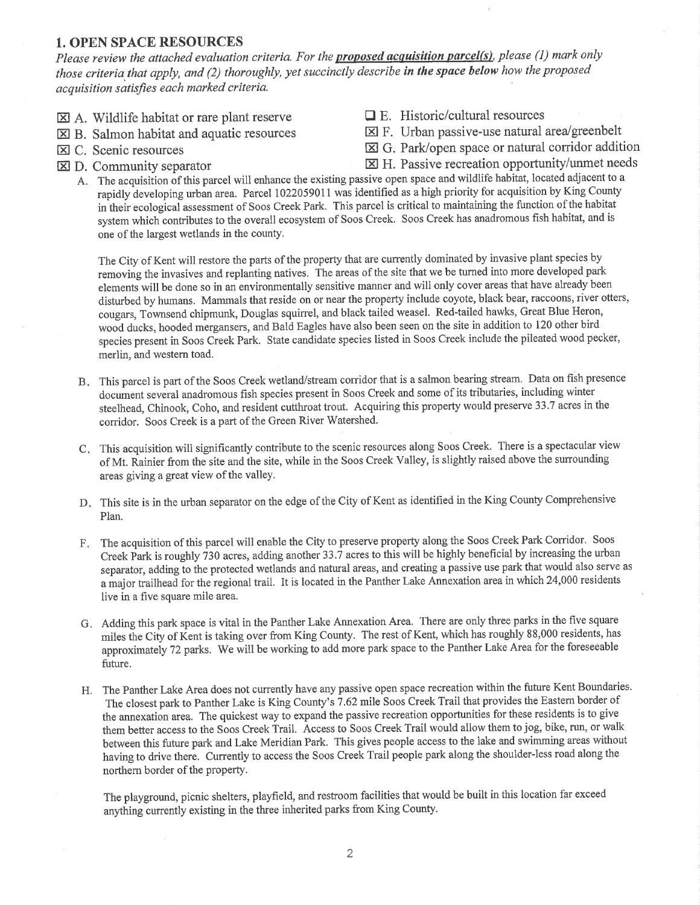## 1. OPEN SPACE RESOURCES

*Please review the attached evaluation criteria. For the* ***proposed acquisition parcel(s)****, please (1) mark only those criteria that apply, and (2) thoroughly, yet succinctly describe* ***in the space below*** *how the proposed acquisition satisfies each marked criteria.*

- ☒ A. Wildlife habitat or rare plant reserve
- ☒ B. Salmon habitat and aquatic resources
- ☒ C. Scenic resources
- ☒ D. Community separator
- ☐ E. Historic/cultural resources
- ☒ F. Urban passive-use natural area/greenbelt
- ☒ G. Park/open space or natural corridor addition
- ☒ H. Passive recreation opportunity/unmet needs

A. The acquisition of this parcel will enhance the existing passive open space and wildlife habitat, located adjacent to a rapidly developing urban area. Parcel 1022059011 was identified as a high priority for acquisition by King County in their ecological assessment of Soos Creek Park. This parcel is critical to maintaining the function of the habitat system which contributes to the overall ecosystem of Soos Creek. Soos Creek has anadromous fish habitat, and is one of the largest wetlands in the county.

The City of Kent will restore the parts of the property that are currently dominated by invasive plant species by removing the invasives and replanting natives. The areas of the site that we be turned into more developed park elements will be done so in an environmentally sensitive manner and will only cover areas that have already been disturbed by humans. Mammals that reside on or near the property include coyote, black bear, raccoons, river otters, cougars, Townsend chipmunk, Douglas squirrel, and black tailed weasel. Red-tailed hawks, Great Blue Heron, wood ducks, hooded mergansers, and Bald Eagles have also been seen on the site in addition to 120 other bird species present in Soos Creek Park. State candidate species listed in Soos Creek include the pileated wood pecker, merlin, and western toad.

B. This parcel is part of the Soos Creek wetland/stream corridor that is a salmon bearing stream. Data on fish presence document several anadromous fish species present in Soos Creek and some of its tributaries, including winter steelhead, Chinook, Coho, and resident cutthroat trout. Acquiring this property would preserve 33.7 acres in the corridor. Soos Creek is a part of the Green River Watershed.

C. This acquisition will significantly contribute to the scenic resources along Soos Creek. There is a spectacular view of Mt. Rainier from the site and the site, while in the Soos Creek Valley, is slightly raised above the surrounding areas giving a great view of the valley.

D. This site is in the urban separator on the edge of the City of Kent as identified in the King County Comprehensive Plan.

F. The acquisition of this parcel will enable the City to preserve property along the Soos Creek Park Corridor. Soos Creek Park is roughly 730 acres, adding another 33.7 acres to this will be highly beneficial by increasing the urban separator, adding to the protected wetlands and natural areas, and creating a passive use park that would also serve as a major trailhead for the regional trail. It is located in the Panther Lake Annexation area in which 24,000 residents live in a five square mile area.

G. Adding this park space is vital in the Panther Lake Annexation Area. There are only three parks in the five square miles the City of Kent is taking over from King County. The rest of Kent, which has roughly 88,000 residents, has approximately 72 parks. We will be working to add more park space to the Panther Lake Area for the foreseeable future.

H. The Panther Lake Area does not currently have any passive open space recreation within the future Kent Boundaries. The closest park to Panther Lake is King County's 7.62 mile Soos Creek Trail that provides the Eastern border of the annexation area. The quickest way to expand the passive recreation opportunities for these residents is to give them better access to the Soos Creek Trail. Access to Soos Creek Trail would allow them to jog, bike, run, or walk between this future park and Lake Meridian Park. This gives people access to the lake and swimming areas without having to drive there. Currently to access the Soos Creek Trail people park along the shoulder-less road along the northern border of the property.

The playground, picnic shelters, playfield, and restroom facilities that would be built in this location far exceed anything currently existing in the three inherited parks from King County.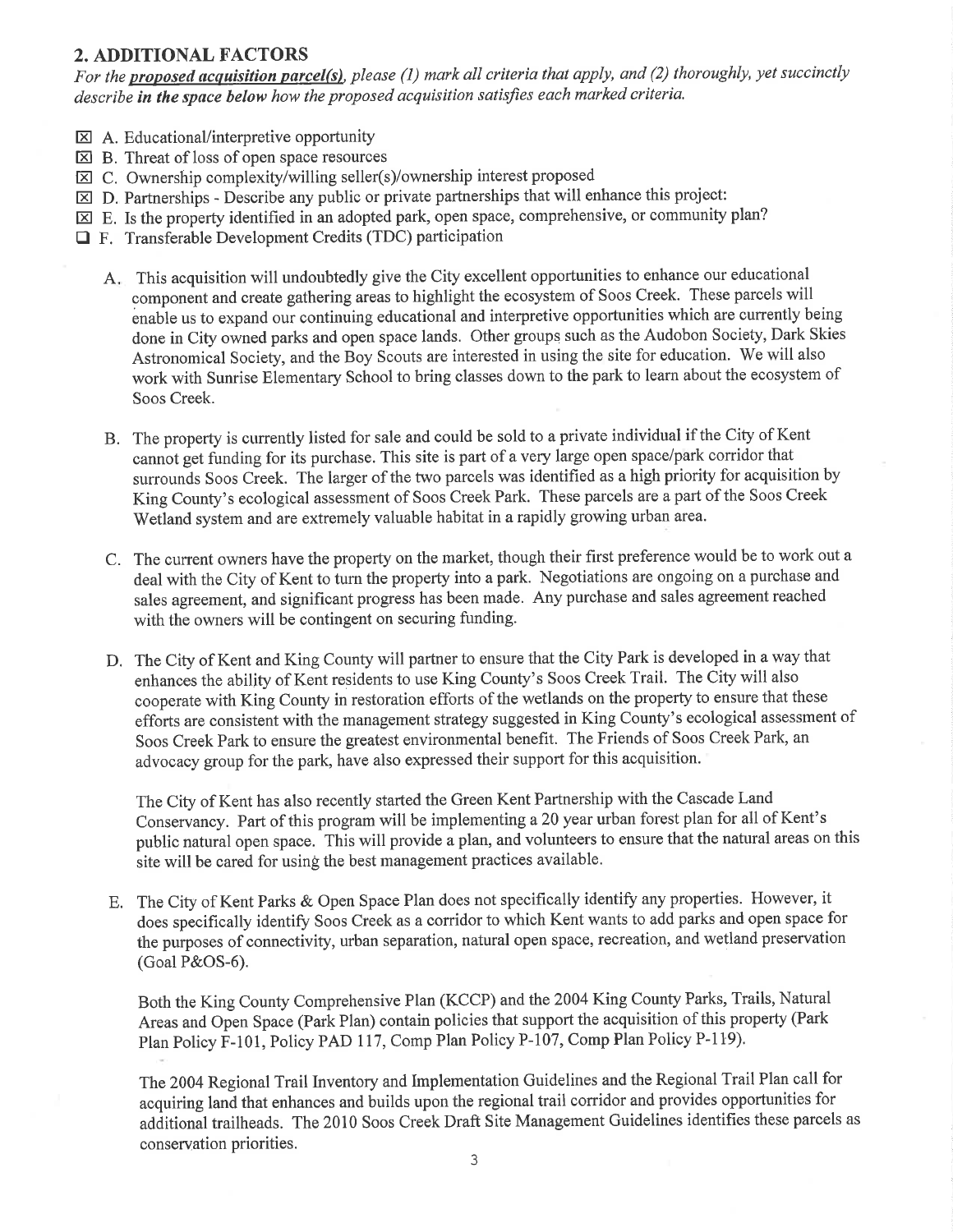## 2. ADDITIONAL FACTORS

*For the **proposed acquisition parcel(s)**, please (1) mark all criteria that apply, and (2) thoroughly, yet succinctly describe **in the space below** how the proposed acquisition satisfies each marked criteria.*

- ☒ A. Educational/interpretive opportunity
- ☒ B. Threat of loss of open space resources
- ☒ C. Ownership complexity/willing seller(s)/ownership interest proposed
- ☒ D. Partnerships - Describe any public or private partnerships that will enhance this project:
- ☒ E. Is the property identified in an adopted park, open space, comprehensive, or community plan?
- ☐ F. Transferable Development Credits (TDC) participation

A. This acquisition will undoubtedly give the City excellent opportunities to enhance our educational component and create gathering areas to highlight the ecosystem of Soos Creek. These parcels will enable us to expand our continuing educational and interpretive opportunities which are currently being done in City owned parks and open space lands. Other groups such as the Audobon Society, Dark Skies Astronomical Society, and the Boy Scouts are interested in using the site for education. We will also work with Sunrise Elementary School to bring classes down to the park to learn about the ecosystem of Soos Creek.

B. The property is currently listed for sale and could be sold to a private individual if the City of Kent cannot get funding for its purchase. This site is part of a very large open space/park corridor that surrounds Soos Creek. The larger of the two parcels was identified as a high priority for acquisition by King County's ecological assessment of Soos Creek Park. These parcels are a part of the Soos Creek Wetland system and are extremely valuable habitat in a rapidly growing urban area.

C. The current owners have the property on the market, though their first preference would be to work out a deal with the City of Kent to turn the property into a park. Negotiations are ongoing on a purchase and sales agreement, and significant progress has been made. Any purchase and sales agreement reached with the owners will be contingent on securing funding.

D. The City of Kent and King County will partner to ensure that the City Park is developed in a way that enhances the ability of Kent residents to use King County's Soos Creek Trail. The City will also cooperate with King County in restoration efforts of the wetlands on the property to ensure that these efforts are consistent with the management strategy suggested in King County's ecological assessment of Soos Creek Park to ensure the greatest environmental benefit. The Friends of Soos Creek Park, an advocacy group for the park, have also expressed their support for this acquisition.

The City of Kent has also recently started the Green Kent Partnership with the Cascade Land Conservancy. Part of this program will be implementing a 20 year urban forest plan for all of Kent's public natural open space. This will provide a plan, and volunteers to ensure that the natural areas on this site will be cared for using the best management practices available.

E. The City of Kent Parks & Open Space Plan does not specifically identify any properties. However, it does specifically identify Soos Creek as a corridor to which Kent wants to add parks and open space for the purposes of connectivity, urban separation, natural open space, recreation, and wetland preservation (Goal P&OS-6).

Both the King County Comprehensive Plan (KCCP) and the 2004 King County Parks, Trails, Natural Areas and Open Space (Park Plan) contain policies that support the acquisition of this property (Park Plan Policy F-101, Policy PAD 117, Comp Plan Policy P-107, Comp Plan Policy P-119).

The 2004 Regional Trail Inventory and Implementation Guidelines and the Regional Trail Plan call for acquiring land that enhances and builds upon the regional trail corridor and provides opportunities for additional trailheads. The 2010 Soos Creek Draft Site Management Guidelines identifies these parcels as conservation priorities.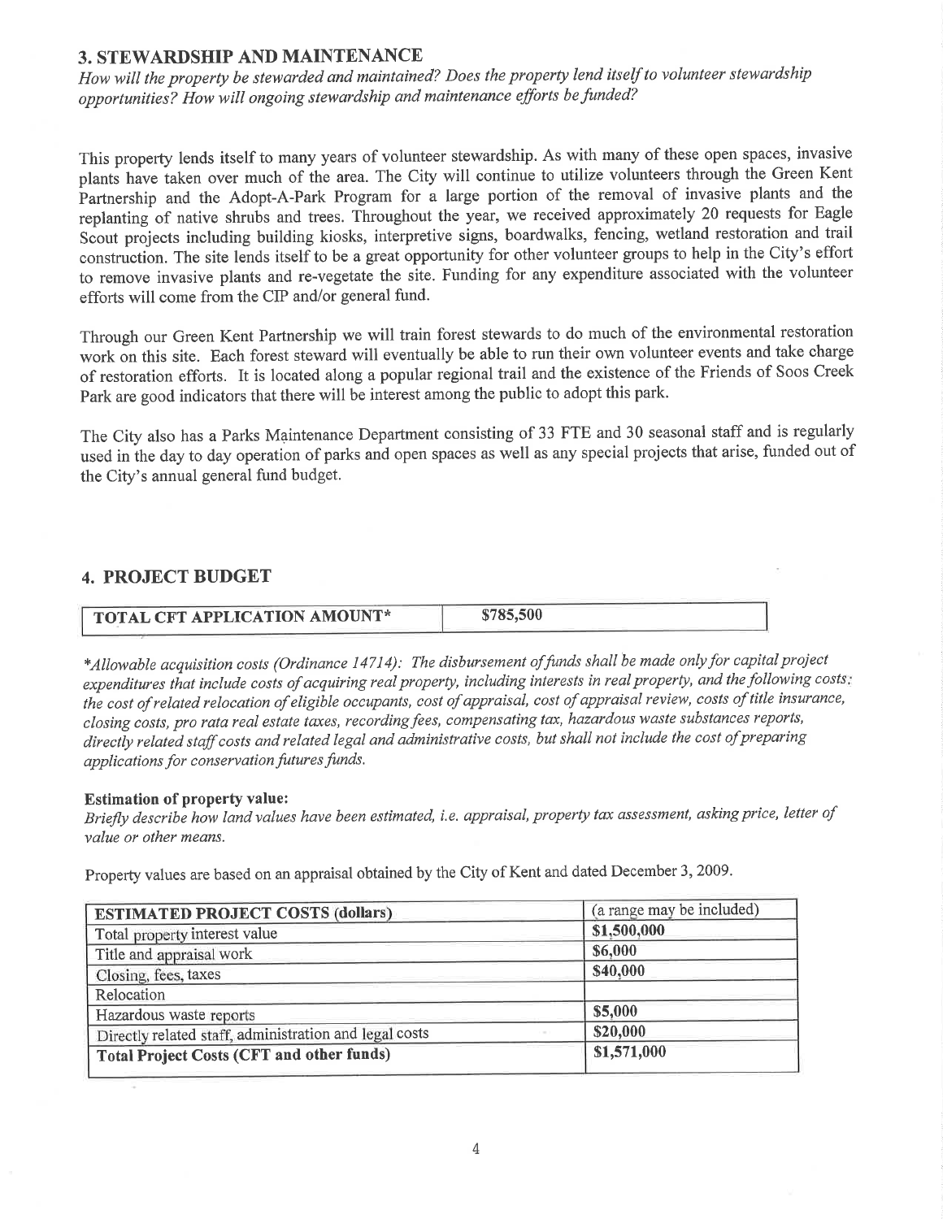## 3. STEWARDSHIP AND MAINTENANCE

*How will the property be stewarded and maintained? Does the property lend itself to volunteer stewardship opportunities? How will ongoing stewardship and maintenance efforts be funded?*

This property lends itself to many years of volunteer stewardship. As with many of these open spaces, invasive plants have taken over much of the area. The City will continue to utilize volunteers through the Green Kent Partnership and the Adopt-A-Park Program for a large portion of the removal of invasive plants and the replanting of native shrubs and trees. Throughout the year, we received approximately 20 requests for Eagle Scout projects including building kiosks, interpretive signs, boardwalks, fencing, wetland restoration and trail construction. The site lends itself to be a great opportunity for other volunteer groups to help in the City's effort to remove invasive plants and re-vegetate the site. Funding for any expenditure associated with the volunteer efforts will come from the CIP and/or general fund.

Through our Green Kent Partnership we will train forest stewards to do much of the environmental restoration work on this site. Each forest steward will eventually be able to run their own volunteer events and take charge of restoration efforts. It is located along a popular regional trail and the existence of the Friends of Soos Creek Park are good indicators that there will be interest among the public to adopt this park.

The City also has a Parks Maintenance Department consisting of 33 FTE and 30 seasonal staff and is regularly used in the day to day operation of parks and open spaces as well as any special projects that arise, funded out of the City's annual general fund.

## 4. PROJECT BUDGET

| TOTAL CFT APPLICATION AMOUNT* | $785,500 |
|---|---|

**Allowable acquisition costs (Ordinance 14714): The disbursement of funds shall be made only for capital project expenditures that include costs of acquiring real property, including interests in real property, and the following costs: the cost of related relocation of eligible occupants, cost of appraisal, cost of appraisal review, costs of title insurance, closing costs, pro rata real estate taxes, recording fees, compensating tax, hazardous waste substances reports, directly related staff costs and related legal and administrative costs, but shall not include the cost of preparing applications for conservation futures funds.*

**Estimation of property value:**

*Briefly describe how land values have been estimated, i.e. appraisal, property tax assessment, asking price, letter of value or other means.*

Property values are based on an appraisal obtained by the City of Kent and dated December 3, 2009.

| ESTIMATED PROJECT COSTS (dollars) | (a range may be included) |
|---|---|
| Total property interest value | $1,500,000 |
| Title and appraisal work | $6,000 |
| Closing, fees, taxes | $40,000 |
| Relocation | |
| Hazardous waste reports | $5,000 |
| Directly related staff, administration and legal costs | $20,000 |
| **Total Project Costs (CFT and other funds)** | $1,571,000 |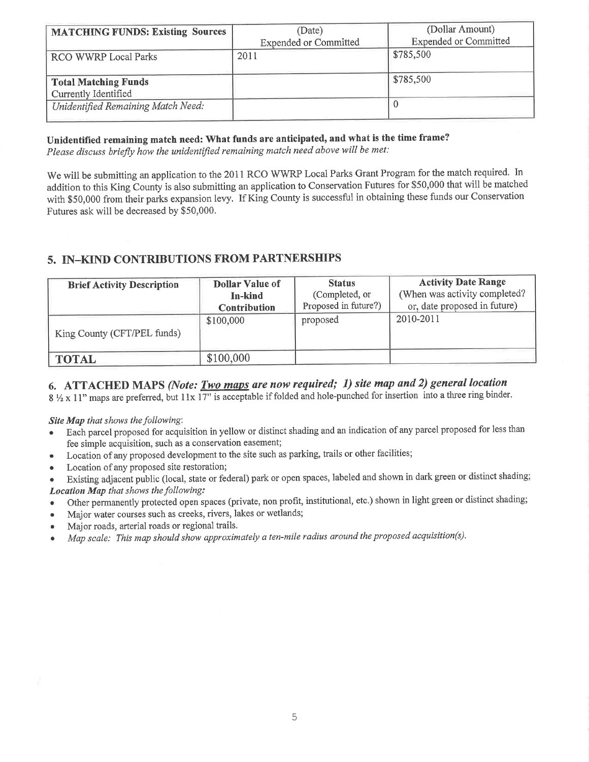| MATCHING FUNDS: Existing Sources | (Date) Expended or Committed | (Dollar Amount) Expended or Committed |
|---|---|---|
| RCO WWRP Local Parks | 2011 | \$785,500 |
| **Total Matching Funds** Currently Identified | | \$785,500 |
| *Unidentified Remaining Match Need:* | | 0 |

**Unidentified remaining match need: What funds are anticipated, and what is the time frame?**
*Please discuss briefly how the unidentified remaining match need above will be met:*

We will be submitting an application to the 2011 RCO WWRP Local Parks Grant Program for the match required. In addition to this King County is also submitting an application to Conservation Futures for \$50,000 that will be matched with \$50,000 from their parks expansion levy. If King County is successful in obtaining these funds our Conservation Futures ask will be decreased by \$50,000.

## 5. IN–KIND CONTRIBUTIONS FROM PARTNERSHIPS

| Brief Activity Description | Dollar Value of In-kind Contribution | Status (Completed, or Proposed in future?) | Activity Date Range (When was activity completed? or, date proposed in future) |
|---|---|---|---|
| King County (CFT/PEL funds) | \$100,000 | proposed | 2010-2011 |
| **TOTAL** | \$100,000 | | |

## 6. ATTACHED MAPS *(Note: __Two maps__ are now required; 1) site map and 2) general location*

8 ½ x 11" maps are preferred, but 11x 17" is acceptable if folded and hole-punched for insertion into a three ring binder.

***Site Map** that shows the following:*

- Each parcel proposed for acquisition in yellow or distinct shading and an indication of any parcel proposed for less than fee simple acquisition, such as a conservation easement;
- Location of any proposed development to the site such as parking, trails or other facilities;
- Location of any proposed site restoration;
- Existing adjacent public (local, state or federal) park or open spaces, labeled and shown in dark green or distinct shading;

***Location Map** that shows the following:*

- Other permanently protected open spaces (private, non profit, institutional, etc.) shown in light green or distinct shading;
- Major water courses such as creeks, rivers, lakes or wetlands;
- Major roads, arterial roads or regional trails.
- *Map scale: This map should show approximately a ten-mile radius around the proposed acquisition(s).*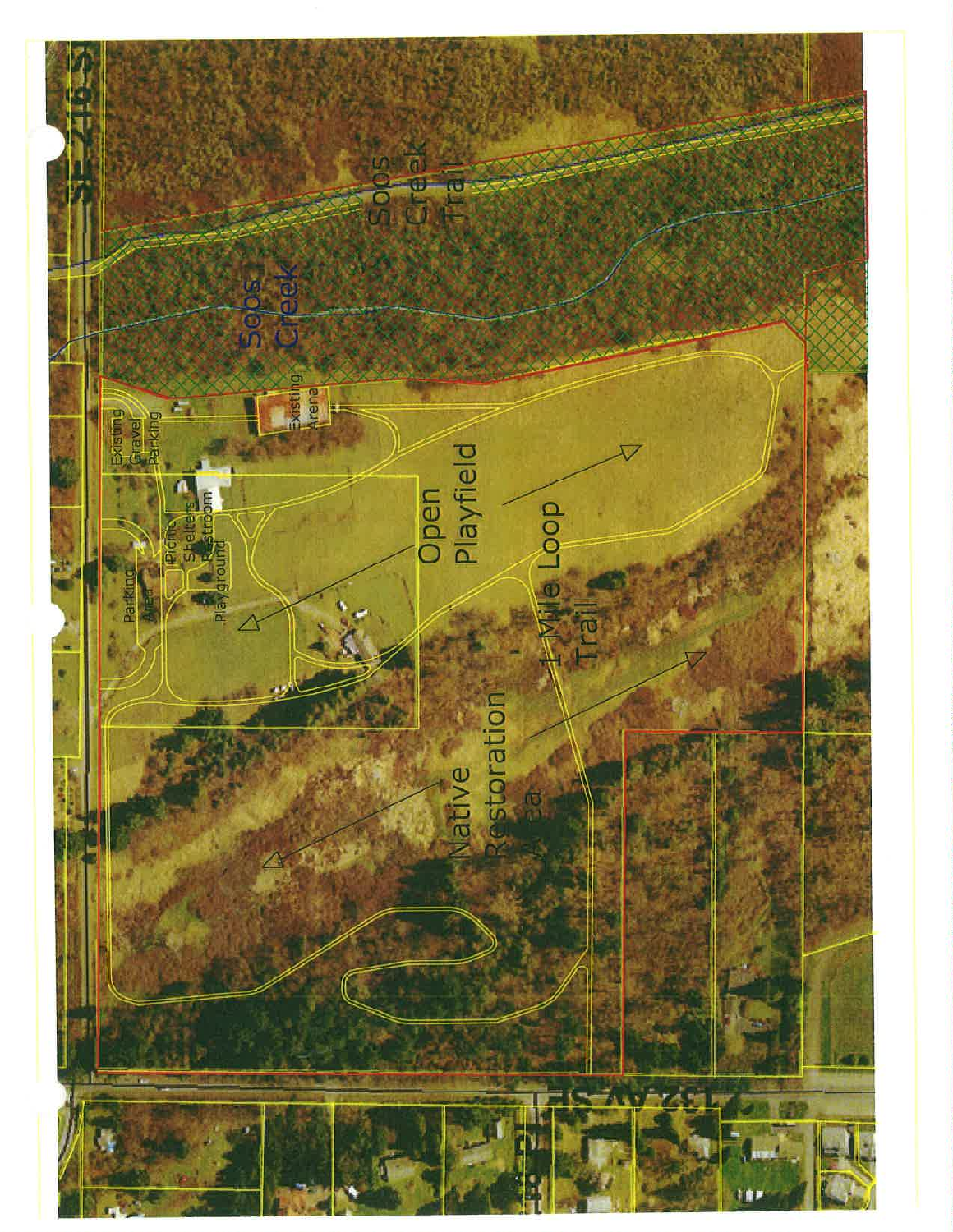SE 216 St

Soos Creek Trail

Soos Creek

Existing Gravel Parking

Existing Arena

Picnic Shelters

Restroom

Playground

Parking Area

Open Playfield

1 Mile Loop Trail

Native Restoration Area

132 AV SE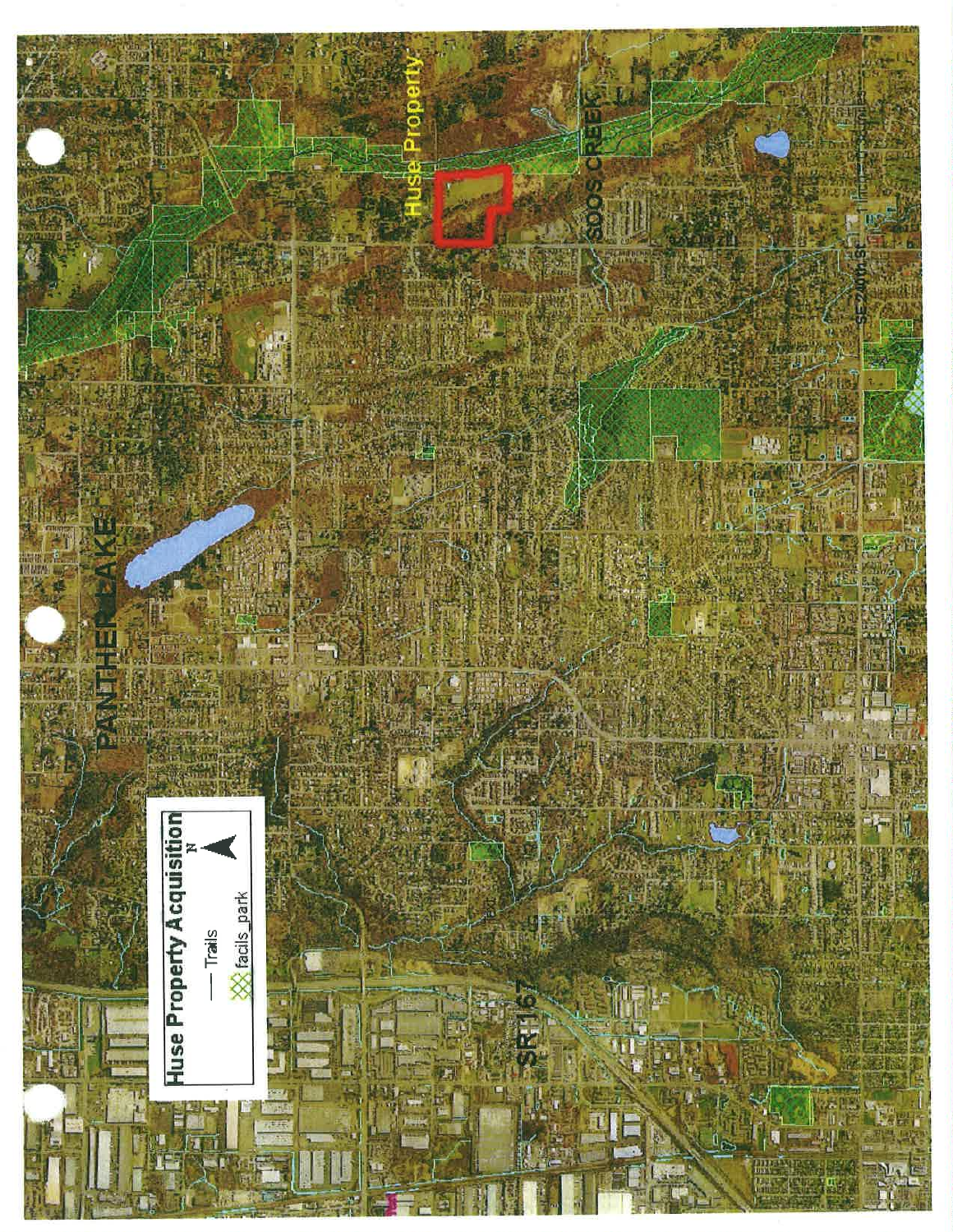**Huse Property Acquisition**

N

— Trails

facils_park

Huse Property

SOOS CREEK

PANTHER LAKE

SR 167

SE 240th St